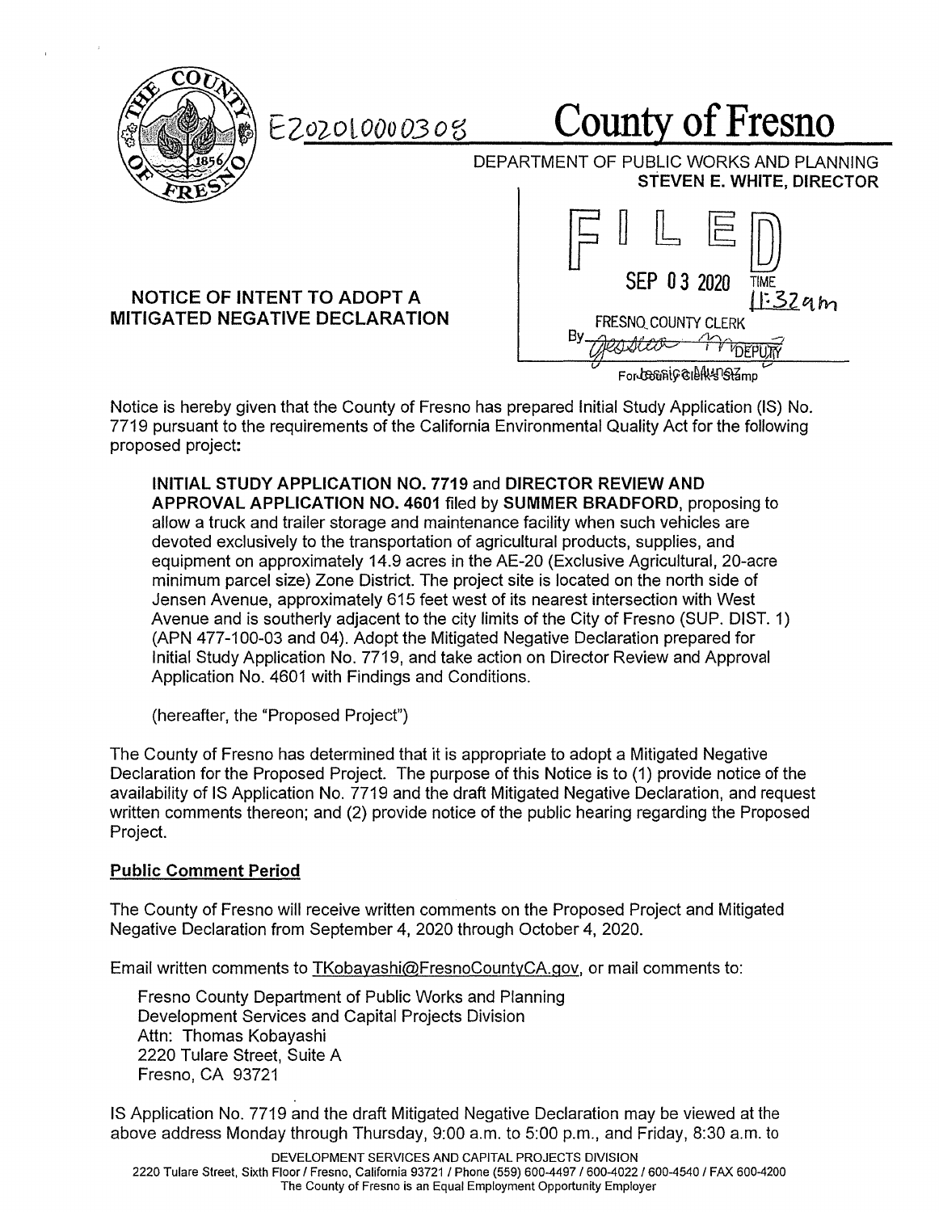E202010000308

# County of Fresno

DEPARTMENT OF PUBLIC WORKS AND PLANNING
**STEVEN E. WHITE, DIRECTOR**

FILED
SEP 03 2020 TIME 11:32am
FRESNO COUNTY CLERK
By Jessica Munoz DEPUTY
For County Clerk's Stamp

## NOTICE OF INTENT TO ADOPT A MITIGATED NEGATIVE DECLARATION

Notice is hereby given that the County of Fresno has prepared Initial Study Application (IS) No. 7719 pursuant to the requirements of the California Environmental Quality Act for the following proposed project:

> **INITIAL STUDY APPLICATION NO. 7719** and **DIRECTOR REVIEW AND APPROVAL APPLICATION NO. 4601** filed by **SUMMER BRADFORD**, proposing to allow a truck and trailer storage and maintenance facility when such vehicles are devoted exclusively to the transportation of agricultural products, supplies, and equipment on approximately 14.9 acres in the AE-20 (Exclusive Agricultural, 20-acre minimum parcel size) Zone District. The project site is located on the north side of Jensen Avenue, approximately 615 feet west of its nearest intersection with West Avenue and is southerly adjacent to the city limits of the City of Fresno (SUP. DIST. 1) (APN 477-100-03 and 04). Adopt the Mitigated Negative Declaration prepared for Initial Study Application No. 7719, and take action on Director Review and Approval Application No. 4601 with Findings and Conditions.
>
> (hereafter, the "Proposed Project")

The County of Fresno has determined that it is appropriate to adopt a Mitigated Negative Declaration for the Proposed Project. The purpose of this Notice is to (1) provide notice of the availability of IS Application No. 7719 and the draft Mitigated Negative Declaration, and request written comments thereon; and (2) provide notice of the public hearing regarding the Proposed Project.

### Public Comment Period

The County of Fresno will receive written comments on the Proposed Project and Mitigated Negative Declaration from September 4, 2020 through October 4, 2020.

Email written comments to TKobayashi@FresnoCountyCA.gov, or mail comments to:

Fresno County Department of Public Works and Planning
Development Services and Capital Projects Division
Attn: Thomas Kobayashi
2220 Tulare Street, Suite A
Fresno, CA 93721

IS Application No. 7719 and the draft Mitigated Negative Declaration may be viewed at the above address Monday through Thursday, 9:00 a.m. to 5:00 p.m., and Friday, 8:30 a.m. to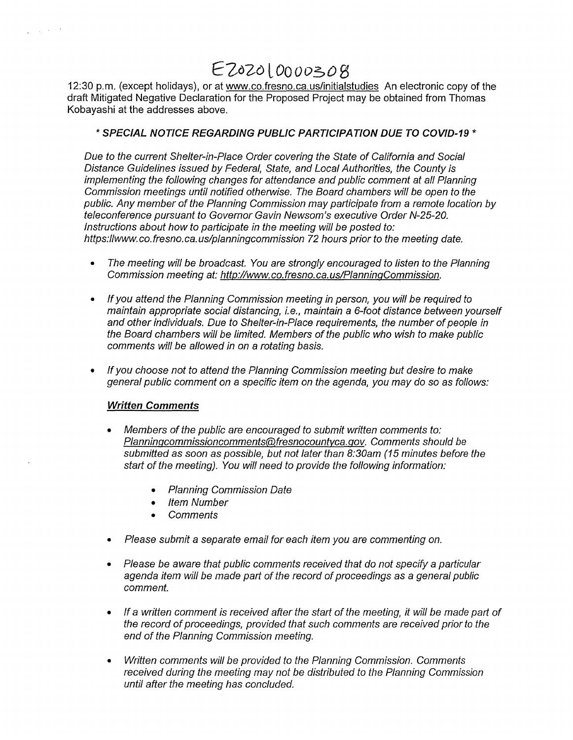E202010000308

12:30 p.m. (except holidays), or at www.co.fresno.ca.us/initialstudies An electronic copy of the draft Mitigated Negative Declaration for the Proposed Project may be obtained from Thomas Kobayashi at the addresses above.

***\* SPECIAL NOTICE REGARDING PUBLIC PARTICIPATION DUE TO COVID-19 \****

*Due to the current Shelter-in-Place Order covering the State of California and Social Distance Guidelines issued by Federal, State, and Local Authorities, the County is implementing the following changes for attendance and public comment at all Planning Commission meetings until notified otherwise. The Board chambers will be open to the public. Any member of the Planning Commission may participate from a remote location by teleconference pursuant to Governor Gavin Newsom's executive Order N-25-20. Instructions about how to participate in the meeting will be posted to: https:llwww.co.fresno.ca.us/planningcommission 72 hours prior to the meeting date.*

- *The meeting will be broadcast. You are strongly encouraged to listen to the Planning Commission meeting at: http://www.co.fresno.ca.us/PlanningCommission.*
- *If you attend the Planning Commission meeting in person, you will be required to maintain appropriate social distancing, i.e., maintain a 6-foot distance between yourself and other individuals. Due to Shelter-in-Place requirements, the number of people in the Board chambers will be limited. Members of the public who wish to make public comments will be allowed in on a rotating basis.*
- *If you choose not to attend the Planning Commission meeting but desire to make general public comment on a specific item on the agenda, you may do so as follows:*

***Written Comments***

- *Members of the public are encouraged to submit written comments to: Planningcommissioncomments@fresnocountyca.gov. Comments should be submitted as soon as possible, but not later than 8:30am (15 minutes before the start of the meeting). You will need to provide the following information:*
  - *Planning Commission Date*
  - *Item Number*
  - *Comments*
- *Please submit a separate email for each item you are commenting on.*
- *Please be aware that public comments received that do not specify a particular agenda item will be made part of the record of proceedings as a general public comment.*
- *If a written comment is received after the start of the meeting, it will be made part of the record of proceedings, provided that such comments are received prior to the end of the Planning Commission meeting.*
- *Written comments will be provided to the Planning Commission. Comments received during the meeting may not be distributed to the Planning Commission until after the meeting has concluded.*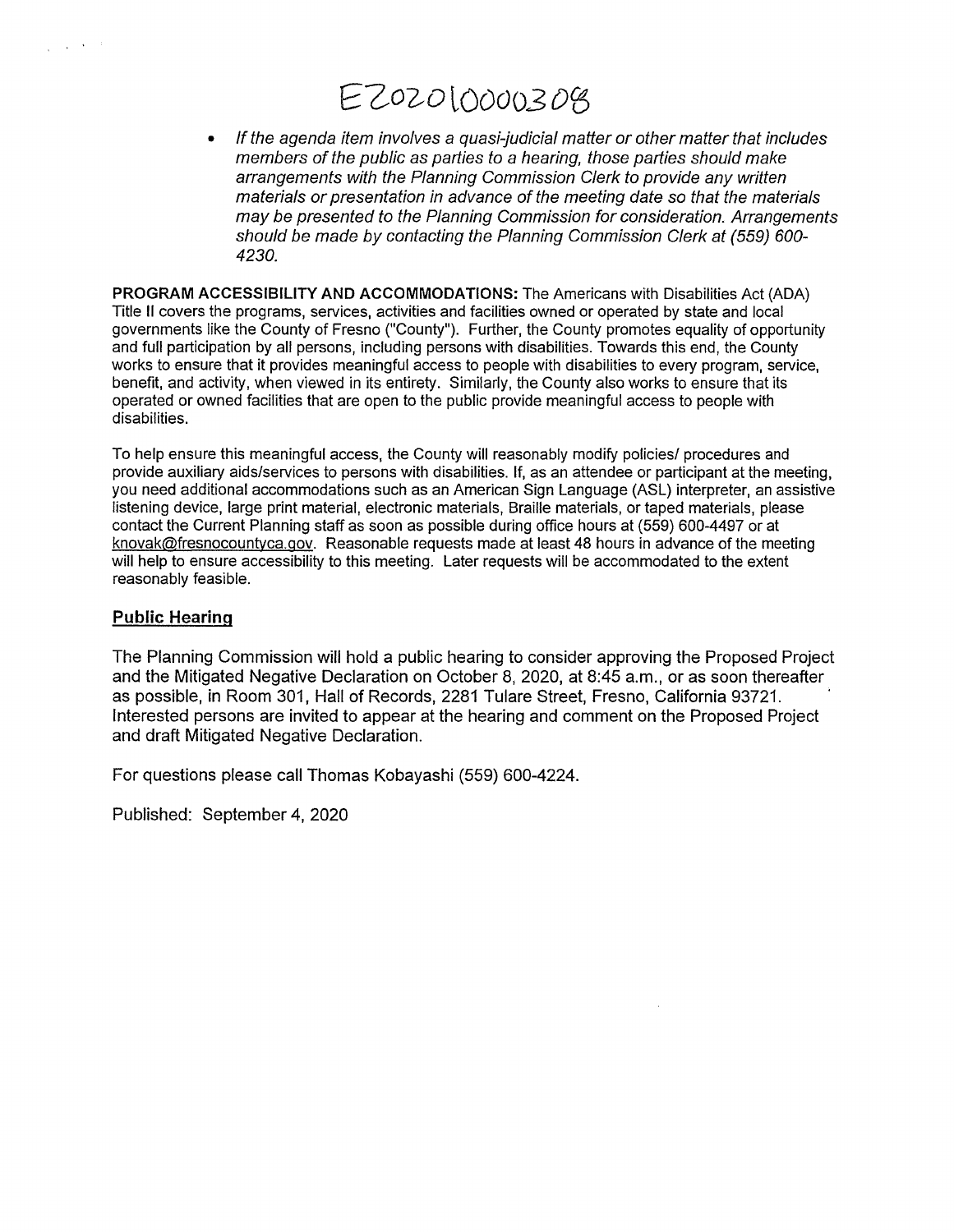E202010000308

- *If the agenda item involves a quasi-judicial matter or other matter that includes members of the public as parties to a hearing, those parties should make arrangements with the Planning Commission Clerk to provide any written materials or presentation in advance of the meeting date so that the materials may be presented to the Planning Commission for consideration. Arrangements should be made by contacting the Planning Commission Clerk at (559) 600-4230.*

**PROGRAM ACCESSIBILITY AND ACCOMMODATIONS:** The Americans with Disabilities Act (ADA) Title II covers the programs, services, activities and facilities owned or operated by state and local governments like the County of Fresno ("County"). Further, the County promotes equality of opportunity and full participation by all persons, including persons with disabilities. Towards this end, the County works to ensure that it provides meaningful access to people with disabilities to every program, service, benefit, and activity, when viewed in its entirety. Similarly, the County also works to ensure that its operated or owned facilities that are open to the public provide meaningful access to people with disabilities.

To help ensure this meaningful access, the County will reasonably modify policies/ procedures and provide auxiliary aids/services to persons with disabilities. If, as an attendee or participant at the meeting, you need additional accommodations such as an American Sign Language (ASL) interpreter, an assistive listening device, large print material, electronic materials, Braille materials, or taped materials, please contact the Current Planning staff as soon as possible during office hours at (559) 600-4497 or at knovak@fresnocountyca.gov. Reasonable requests made at least 48 hours in advance of the meeting will help to ensure accessibility to this meeting. Later requests will be accommodated to the extent reasonably feasible.

## Public Hearing

The Planning Commission will hold a public hearing to consider approving the Proposed Project and the Mitigated Negative Declaration on October 8, 2020, at 8:45 a.m., or as soon thereafter as possible, in Room 301, Hall of Records, 2281 Tulare Street, Fresno, California 93721. Interested persons are invited to appear at the hearing and comment on the Proposed Project and draft Mitigated Negative Declaration.

For questions please call Thomas Kobayashi (559) 600-4224.

Published: September 4, 2020